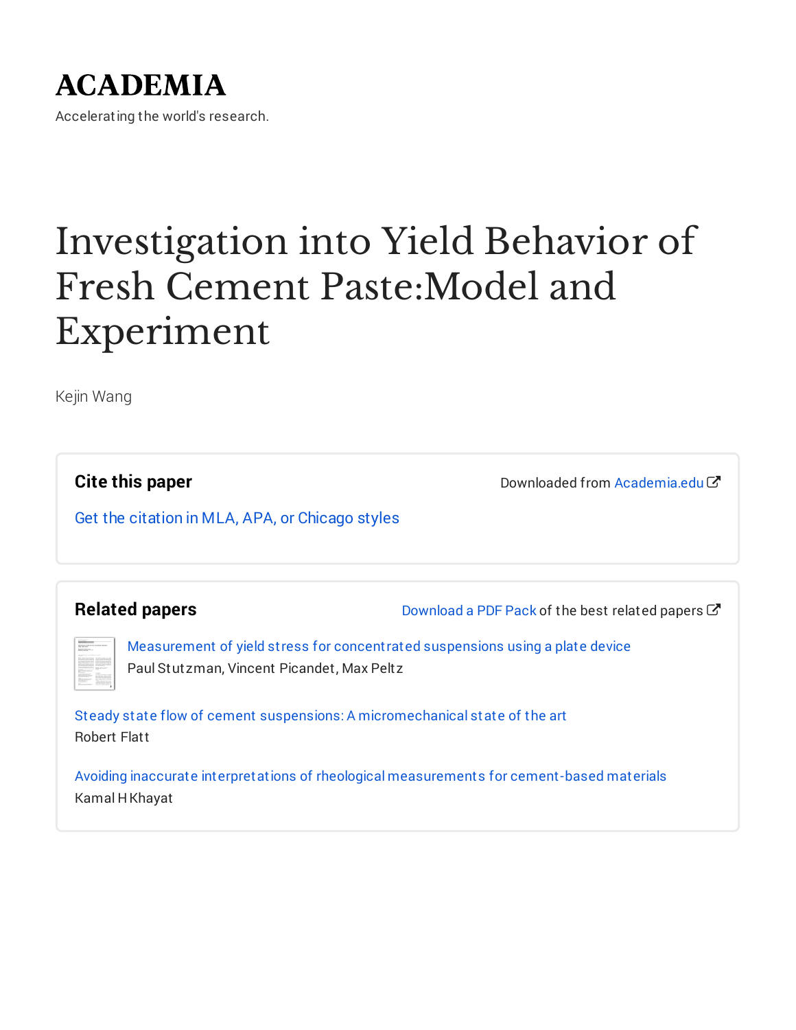ACADEMIA

Accelerating the world's research.

# Investigation into Yield Behavior of Fresh Cement Paste:Model and Experiment

Kejin Wang

## Cite this paper

Downloaded from Academia.edu

Get the citation in MLA, APA, or Chicago styles

## Related papers

Download a PDF Pack of the best related papers

Measurement of yield stress for concentrated suspensions using a plate device
Paul Stutzman, Vincent Picandet, Max Peltz

Steady state flow of cement suspensions: A micromechanical state of the art
Robert Flatt

Avoiding inaccurate interpretations of rheological measurements for cement-based materials
Kamal H Khayat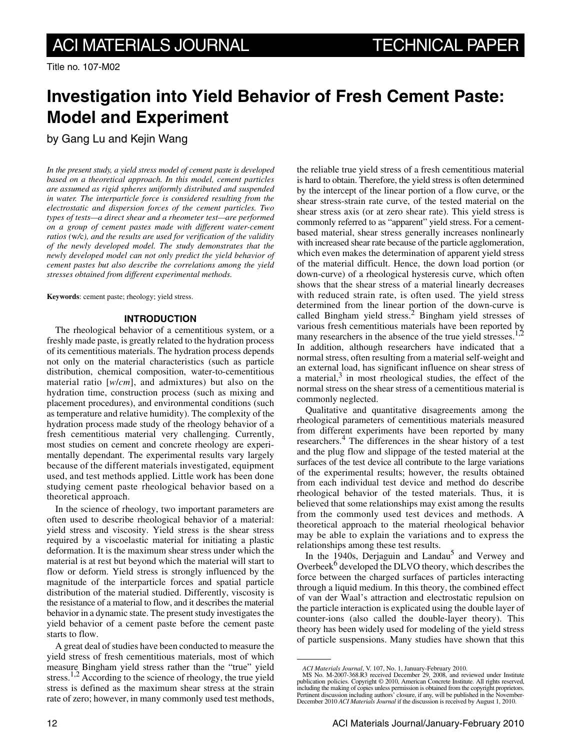Title no. 107-M02

# Investigation into Yield Behavior of Fresh Cement Paste: Model and Experiment

by Gang Lu and Kejin Wang

*In the present study, a yield stress model of cement paste is developed based on a theoretical approach. In this model, cement particles are assumed as rigid spheres uniformly distributed and suspended in water. The interparticle force is considered resulting from the electrostatic and dispersion forces of the cement particles. Two types of tests—a direct shear and a rheometer test—are performed on a group of cement pastes made with different water-cement ratios (w/c), and the results are used for verification of the validity of the newly developed model. The study demonstrates that the newly developed model can not only predict the yield behavior of cement pastes but also describe the correlations among the yield stresses obtained from different experimental methods.*

**Keywords**: cement paste; rheology; yield stress.

## INTRODUCTION

The rheological behavior of a cementitious system, or a freshly made paste, is greatly related to the hydration process of its cementitious materials. The hydration process depends not only on the material characteristics (such as particle distribution, chemical composition, water-to-cementitious material ratio [*w/cm*], and admixtures) but also on the hydration time, construction process (such as mixing and placement procedures), and environmental conditions (such as temperature and relative humidity). The complexity of the hydration process made study of the rheology behavior of a fresh cementitious material very challenging. Currently, most studies on cement and concrete rheology are experimentally dependant. The experimental results vary largely because of the different materials investigated, equipment used, and test methods applied. Little work has been done studying cement paste rheological behavior based on a theoretical approach.

In the science of rheology, two important parameters are often used to describe rheological behavior of a material: yield stress and viscosity. Yield stress is the shear stress required by a viscoelastic material for initiating a plastic deformation. It is the maximum shear stress under which the material is at rest but beyond which the material will start to flow or deform. Yield stress is strongly influenced by the magnitude of the interparticle forces and spatial particle distribution of the material studied. Differently, viscosity is the resistance of a material to flow, and it describes the material behavior in a dynamic state. The present study investigates the yield behavior of a cement paste before the cement paste starts to flow.

A great deal of studies have been conducted to measure the yield stress of fresh cementitious materials, most of which measure Bingham yield stress rather than the "true" yield stress.[1,2] According to the science of rheology, the true yield stress is defined as the maximum shear stress at the strain rate of zero; however, in many commonly used test methods, the reliable true yield stress of a fresh cementitious material is hard to obtain. Therefore, the yield stress is often determined by the intercept of the linear portion of a flow curve, or the shear stress-strain rate curve, of the tested material on the shear stress axis (or at zero shear rate). This yield stress is commonly referred to as "apparent" yield stress. For a cement-based material, shear stress generally increases nonlinearly with increased shear rate because of the particle agglomeration, which even makes the determination of apparent yield stress of the material difficult. Hence, the down load portion (or down-curve) of a rheological hysteresis curve, which often shows that the shear stress of a material linearly decreases with reduced strain rate, is often used. The yield stress determined from the linear portion of the down-curve is called Bingham yield stress.[2] Bingham yield stresses of various fresh cementitious materials have been reported by many researchers in the absence of the true yield stresses.[1,2] In addition, although researchers have indicated that a normal stress, often resulting from a material self-weight and an external load, has significant influence on shear stress of a material,[3] in most rheological studies, the effect of the normal stress on the shear stress of a cementitious material is commonly neglected.

Qualitative and quantitative disagreements among the rheological parameters of cementitious materials measured from different experiments have been reported by many researchers.[4] The differences in the shear history of a test and the plug flow and slippage of the tested material at the surfaces of the test device all contribute to the large variations of the experimental results; however, the results obtained from each individual test device and method do describe rheological behavior of the tested materials. Thus, it is believed that some relationships may exist among the results from the commonly used test devices and methods. A theoretical approach to the material rheological behavior may be able to explain the variations and to express the relationships among these test results.

In the 1940s, Derjaguin and Landau[5] and Verwey and Overbeek[6] developed the DLVO theory, which describes the force between the charged surfaces of particles interacting through a liquid medium. In this theory, the combined effect of van der Waal's attraction and electrostatic repulsion on the particle interaction is explicated using the double layer of counter-ions (also called the double-layer theory). This theory has been widely used for modeling of the yield stress of particle suspensions. Many studies have shown that this

*ACI Materials Journal*, V. 107, No. 1, January-February 2010.
MS No. M-2007-368.R3 received December 29, 2008, and reviewed under Institute publication policies. Copyright © 2010, American Concrete Institute. All rights reserved, including the making of copies unless permission is obtained from the copyright proprietors. Pertinent discussion including authors' closure, if any, will be published in the November-December 2010 *ACI Materials Journal* if the discussion is received by August 1, 2010.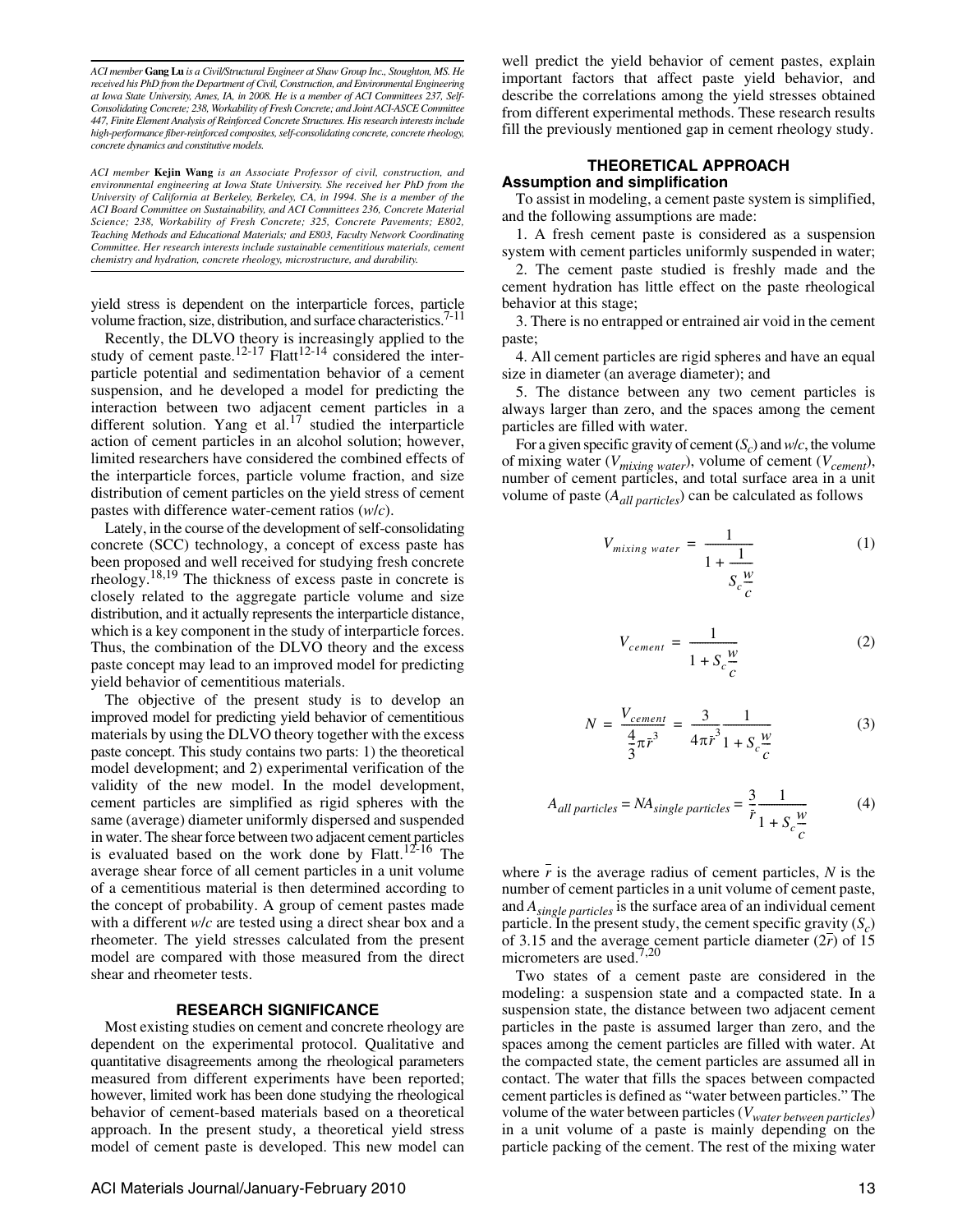*ACI member* **Gang Lu** *is a Civil/Structural Engineer at Shaw Group Inc., Stoughton, MS. He received his PhD from the Department of Civil, Construction, and Environmental Engineering at Iowa State University, Ames, IA, in 2008. He is a member of ACI Committees 237, Self-Consolidating Concrete; 238, Workability of Fresh Concrete; and Joint ACI-ASCE Committee 447, Finite Element Analysis of Reinforced Concrete Structures. His research interests include high-performance fiber-reinforced composites, self-consolidating concrete, concrete rheology, concrete dynamics and constitutive models.*

*ACI member* **Kejin Wang** *is an Associate Professor of civil, construction, and environmental engineering at Iowa State University. She received her PhD from the University of California at Berkeley, Berkeley, CA, in 1994. She is a member of the ACI Board Committee on Sustainability, and ACI Committees 236, Concrete Material Science; 238, Workability of Fresh Concrete; 325, Concrete Pavements; E802, Teaching Methods and Educational Materials; and E803, Faculty Network Coordinating Committee. Her research interests include sustainable cementitious materials, cement chemistry and hydration, concrete rheology, microstructure, and durability.*

yield stress is dependent on the interparticle forces, particle volume fraction, size, distribution, and surface characteristics.[7-11]

Recently, the DLVO theory is increasingly applied to the study of cement paste.[12-17] Flatt[12-14] considered the interparticle potential and sedimentation behavior of a cement suspension, and he developed a model for predicting the interaction between two adjacent cement particles in a different solution. Yang et al.[17] studied the interparticle action of cement particles in an alcohol solution; however, limited researchers have considered the combined effects of the interparticle forces, particle volume fraction, and size distribution of cement particles on the yield stress of cement pastes with difference water-cement ratios (*w/c*).

Lately, in the course of the development of self-consolidating concrete (SCC) technology, a concept of excess paste has been proposed and well received for studying fresh concrete rheology.[18,19] The thickness of excess paste in concrete is closely related to the aggregate particle volume and size distribution, and it actually represents the interparticle distance, which is a key component in the study of interparticle forces. Thus, the combination of the DLVO theory and the excess paste concept may lead to an improved model for predicting yield behavior of cementitious materials.

The objective of the present study is to develop an improved model for predicting yield behavior of cementitious materials by using the DLVO theory together with the excess paste concept. This study contains two parts: 1) the theoretical model development; and 2) experimental verification of the validity of the new model. In the model development, cement particles are simplified as rigid spheres with the same (average) diameter uniformly dispersed and suspended in water. The shear force between two adjacent cement particles is evaluated based on the work done by Flatt.[12-16] The average shear force of all cement particles in a unit volume of a cementitious material is then determined according to the concept of probability. A group of cement pastes made with a different *w/c* are tested using a direct shear box and a rheometer. The yield stresses calculated from the present model are compared with those measured from the direct shear and rheometer tests.

## RESEARCH SIGNIFICANCE

Most existing studies on cement and concrete rheology are dependent on the experimental protocol. Qualitative and quantitative disagreements among the rheological parameters measured from different experiments have been reported; however, limited work has been done studying the rheological behavior of cement-based materials based on a theoretical approach. In the present study, a theoretical yield stress model of cement paste is developed. This new model can well predict the yield behavior of cement pastes, explain important factors that affect paste yield behavior, and describe the correlations among the yield stresses obtained from different experimental methods. These research results fill the previously mentioned gap in cement rheology study.

## THEORETICAL APPROACH

### Assumption and simplification

To assist in modeling, a cement paste system is simplified, and the following assumptions are made:

1. A fresh cement paste is considered as a suspension system with cement particles uniformly suspended in water;
2. The cement paste studied is freshly made and the cement hydration has little effect on the paste rheological behavior at this stage;
3. There is no entrapped or entrained air void in the cement paste;
4. All cement particles are rigid spheres and have an equal size in diameter (an average diameter); and
5. The distance between any two cement particles is always larger than zero, and the spaces among the cement particles are filled with water.

For a given specific gravity of cement ($S_c$) and *w/c*, the volume of mixing water ($V_{mixing\ water}$), volume of cement ($V_{cement}$), number of cement particles, and total surface area in a unit volume of paste ($A_{all\ particles}$) can be calculated as follows

$$V_{mixing\ water} = \frac{1}{1 + \frac{1}{S_c \frac{w}{c}}} \tag{1}$$

$$V_{cement} = \frac{1}{1 + S_c \frac{w}{c}} \tag{2}$$

$$N = \frac{V_{cement}}{\frac{4}{3}\pi \bar{r}^3} = \frac{3}{4\pi \bar{r}^3} \frac{1}{1 + S_c \frac{w}{c}} \tag{3}$$

$$A_{all\ particles} = NA_{single\ particles} = \frac{3}{\bar{r}} \frac{1}{1 + S_c \frac{w}{c}} \tag{4}$$

where $\bar{r}$ is the average radius of cement particles, $N$ is the number of cement particles in a unit volume of cement paste, and $A_{single\ particles}$ is the surface area of an individual cement particle. In the present study, the cement specific gravity ($S_c$) of 3.15 and the average cement particle diameter ($2\bar{r}$) of 15 micrometers are used.[7,20]

Two states of a cement paste are considered in the modeling: a suspension state and a compacted state. In a suspension state, the distance between two adjacent cement particles in the paste is assumed larger than zero, and the spaces among the cement particles are filled with water. At the compacted state, the cement particles are assumed all in contact. The water that fills the spaces between compacted cement particles is defined as "water between particles." The volume of the water between particles ($V_{water\ between\ particles}$) in a unit volume of a paste is mainly depending on the particle packing of the cement. The rest of the mixing water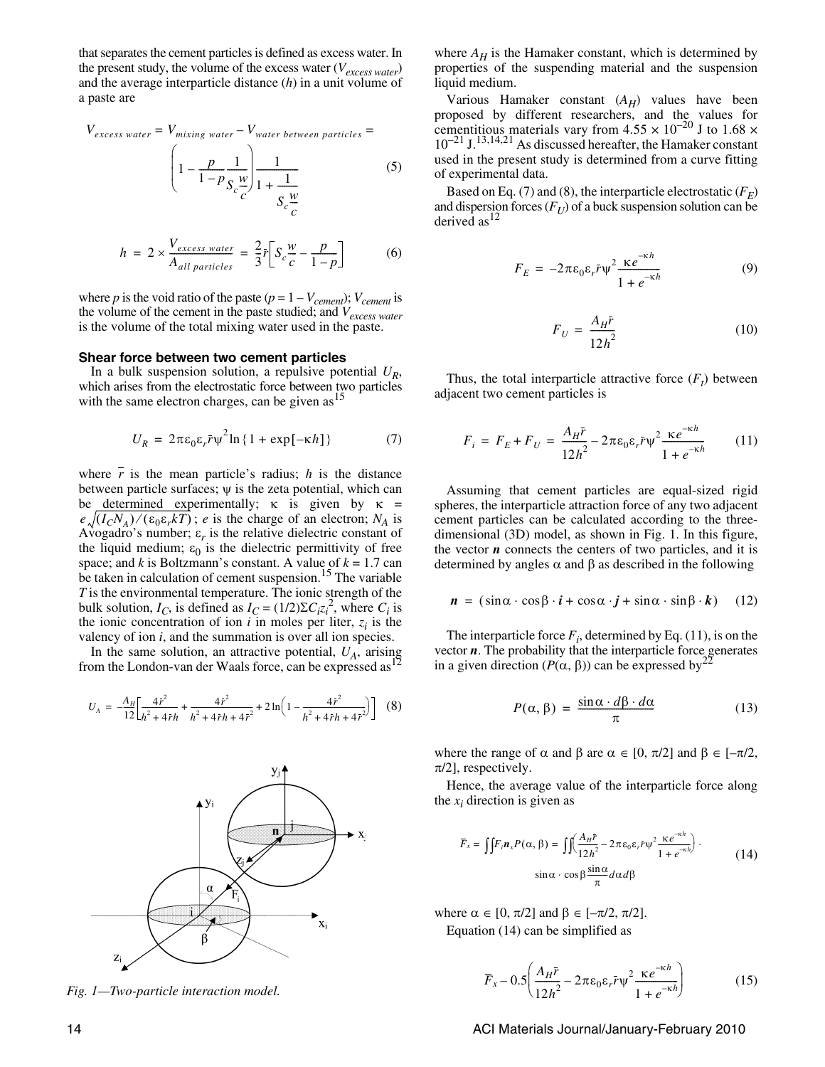that separates the cement particles is defined as excess water. In the present study, the volume of the excess water ($V_{excess\ water}$) and the average interparticle distance ($h$) in a unit volume of a paste are

$$V_{excess\ water} = V_{mixing\ water} - V_{water\ between\ particles} = \left(1 - \frac{p}{1-p}\frac{1}{S_c\frac{w}{c}}\right)\frac{1}{1+\frac{1}{S_c\frac{w}{c}}} \tag{5}$$

$$h = 2 \times \frac{V_{excess\ water}}{A_{all\ particles}} = \frac{2}{3}\bar{r}\left[S_c\frac{w}{c} - \frac{p}{1-p}\right] \tag{6}$$

where $p$ is the void ratio of the paste ($p = 1 - V_{cement}$); $V_{cement}$ is the volume of the cement in the paste studied; and $V_{excess\ water}$ is the volume of the total mixing water used in the paste.

### Shear force between two cement particles

In a bulk suspension solution, a repulsive potential $U_R$, which arises from the electrostatic force between two particles with the same electron charges, can be given as[15]

$$U_R = 2\pi\varepsilon_0\varepsilon_r\bar{r}\psi^2\ln\{1 + \exp[-\kappa h]\} \tag{7}$$

where $\bar{r}$ is the mean particle's radius; $h$ is the distance between particle surfaces; $\psi$ is the zeta potential, which can be determined experimentally; $\kappa$ is given by $\kappa = e\sqrt{(I_C N_A)/(\varepsilon_0\varepsilon_r kT)}$; $e$ is the charge of an electron; $N_A$ is Avogadro's number; $\varepsilon_r$ is the relative dielectric constant of the liquid medium; $\varepsilon_0$ is the dielectric permittivity of free space; and $k$ is Boltzmann's constant. A value of $k = 1.7$ can be taken in calculation of cement suspension.[15] The variable $T$ is the environmental temperature. The ionic strength of the bulk solution, $I_C$, is defined as $I_C = (1/2)\Sigma C_i z_i^2$, where $C_i$ is the ionic concentration of ion $i$ in moles per liter, $z_i$ is the valency of ion $i$, and the summation is over all ion species.

In the same solution, an attractive potential, $U_A$, arising from the London-van der Waals force, can be expressed as[12]

$$U_A = -\frac{A_H}{12}\left[\frac{4\bar{r}^2}{h^2 + 4\bar{r}h} + \frac{4\bar{r}^2}{h^2 + 4\bar{r}h + 4\bar{r}^2} + 2\ln\left(1 - \frac{4\bar{r}^2}{h^2 + 4\bar{r}h + 4\bar{r}^2}\right)\right] \tag{8}$$

Fig. 1—Two-particle interaction model.

where $A_H$ is the Hamaker constant, which is determined by properties of the suspending material and the suspension liquid medium.

Various Hamaker constant ($A_H$) values have been proposed by different researchers, and the values for cementitious materials vary from $4.55 \times 10^{-20}$ J to $1.68 \times 10^{-21}$ J.[13,14,21] As discussed hereafter, the Hamaker constant used in the present study is determined from a curve fitting of experimental data.

Based on Eq. (7) and (8), the interparticle electrostatic ($F_E$) and dispersion forces ($F_U$) of a buck suspension solution can be derived as[12]

$$F_E = -2\pi\varepsilon_0\varepsilon_r\bar{r}\psi^2\frac{\kappa e^{-\kappa h}}{1 + e^{-\kappa h}} \tag{9}$$

$$F_U = \frac{A_H\bar{r}}{12h^2} \tag{10}$$

Thus, the total interparticle attractive force ($F_I$) between adjacent two cement particles is

$$F_i = F_E + F_U = \frac{A_H\bar{r}}{12h^2} - 2\pi\varepsilon_0\varepsilon_r\bar{r}\psi^2\frac{\kappa e^{-\kappa h}}{1 + e^{-\kappa h}} \tag{11}$$

Assuming that cement particles are equal-sized rigid spheres, the interparticle attraction force of any two adjacent cement particles can be calculated according to the three-dimensional (3D) model, as shown in Fig. 1. In this figure, the vector $\boldsymbol{n}$ connects the centers of two particles, and it is determined by angles $\alpha$ and $\beta$ as described in the following

$$\boldsymbol{n} = (\sin\alpha \cdot \cos\beta \cdot \boldsymbol{i} + \cos\alpha \cdot \boldsymbol{j} + \sin\alpha \cdot \sin\beta \cdot \boldsymbol{k}) \tag{12}$$

The interparticle force $F_i$, determined by Eq. (11), is on the vector $\boldsymbol{n}$. The probability that the interparticle force generates in a given direction ($P(\alpha, \beta)$) can be expressed by[22]

$$P(\alpha, \beta) = \frac{\sin\alpha \cdot d\beta \cdot d\alpha}{\pi} \tag{13}$$

where the range of $\alpha$ and $\beta$ are $\alpha \in [0, \pi/2]$ and $\beta \in [-\pi/2, \pi/2]$, respectively.

Hence, the average value of the interparticle force along the $x_i$ direction is given as

$$\bar{F}_x = \iint F_i \boldsymbol{n}_x P(\alpha, \beta) = \iint\left(\frac{A_H\bar{r}}{12h^2} - 2\pi\varepsilon_0\varepsilon_r\bar{r}\psi^2\frac{\kappa e^{-\kappa h}}{1 + e^{-\kappa h}}\right) \cdot \sin\alpha \cdot \cos\beta\frac{\sin\alpha}{\pi}d\alpha d\beta \tag{14}$$

where $\alpha \in [0, \pi/2]$ and $\beta \in [-\pi/2, \pi/2]$.

Equation (14) can be simplified as

$$\bar{F}_x - 0.5\left(\frac{A_H\bar{r}}{12h^2} - 2\pi\varepsilon_0\varepsilon_r\bar{r}\psi^2\frac{\kappa e^{-\kappa h}}{1 + e^{-\kappa h}}\right) \tag{15}$$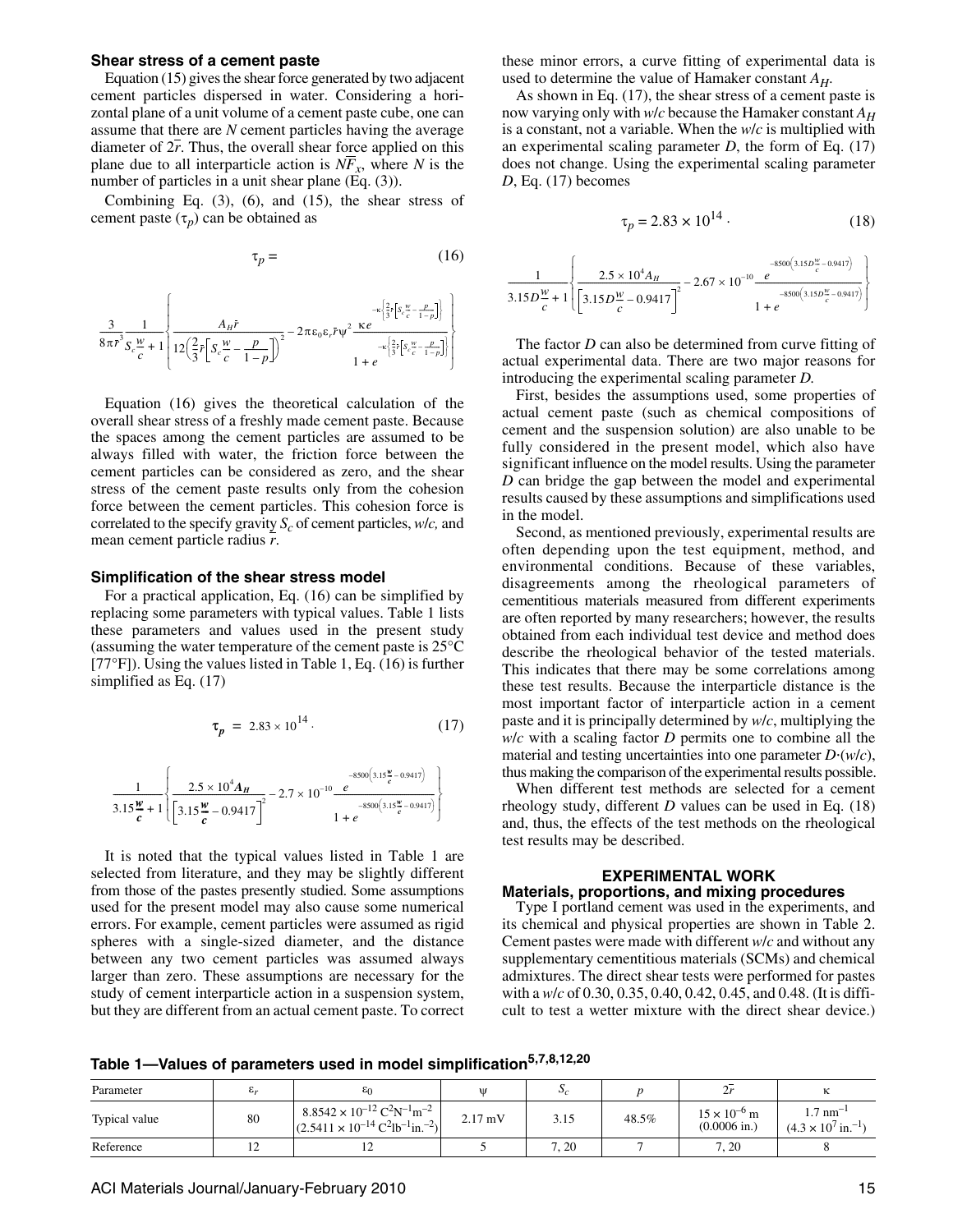### Shear stress of a cement paste

Equation (15) gives the shear force generated by two adjacent cement particles dispersed in water. Considering a horizontal plane of a unit volume of a cement paste cube, one can assume that there are $N$ cement particles having the average diameter of $2\bar{r}$. Thus, the overall shear force applied on this plane due to all interparticle action is $N\bar{F}_x$, where $N$ is the number of particles in a unit shear plane (Eq. (3)).

Combining Eq. (3), (6), and (15), the shear stress of cement paste ($\tau_p$) can be obtained as

$$\tau_p = \frac{3}{8\pi\bar{r}^3}\frac{1}{S_c\frac{w}{c}+1}\left\{\frac{A_H\bar{r}}{12\left(\frac{2}{3}\bar{r}\left[S_c\frac{w}{c}-\frac{p}{1-p}\right]\right)^2} - 2\pi\varepsilon_0\varepsilon_r\bar{r}\psi^2\frac{\kappa e^{-\kappa\left\{\frac{2}{3}\bar{r}\left[S_c\frac{w}{c}-\frac{p}{1-p}\right]\right\}}}{1+e^{-\kappa\left\{\frac{2}{3}\bar{r}\left[S_c\frac{w}{c}-\frac{p}{1-p}\right]\right\}}}\right\} \tag{16}$$

Equation (16) gives the theoretical calculation of the overall shear stress of a freshly made cement paste. Because the spaces among the cement particles are assumed to be always filled with water, the friction force between the cement particles can be considered as zero, and the shear stress of the cement paste results only from the cohesion force between the cement particles. This cohesion force is correlated to the specify gravity $S_c$ of cement particles, $w/c$, and mean cement particle radius $\bar{r}$.

### Simplification of the shear stress model

For a practical application, Eq. (16) can be simplified by replacing some parameters with typical values. Table 1 lists these parameters and values used in the present study (assuming the water temperature of the cement paste is 25°C [77°F]). Using the values listed in Table 1, Eq. (16) is further simplified as Eq. (17)

$$\tau_p = 2.83\times10^{14}\cdot\frac{1}{3.15\frac{w}{c}+1}\left\{\frac{2.5\times10^4A_H}{\left[3.15\frac{w}{c}-0.9417\right]^2} - 2.7\times10^{-10}\frac{e^{-8500\left(3.15\frac{w}{c}-0.9417\right)}}{1+e^{-8500\left(3.15\frac{w}{c}-0.9417\right)}}\right\} \tag{17}$$

It is noted that the typical values listed in Table 1 are selected from literature, and they may be slightly different from those of the pastes presently studied. Some assumptions used for the present model may also cause some numerical errors. For example, cement particles were assumed as rigid spheres with a single-sized diameter, and the distance between any two cement particles was assumed always larger than zero. These assumptions are necessary for the study of cement interparticle action in a suspension system, but they are different from an actual cement paste. To correct these minor errors, a curve fitting of experimental data is used to determine the value of Hamaker constant $A_H$.

As shown in Eq. (17), the shear stress of a cement paste is now varying only with $w/c$ because the Hamaker constant $A_H$ is a constant, not a variable. When the $w/c$ is multiplied with an experimental scaling parameter $D$, the form of Eq. (17) does not change. Using the experimental scaling parameter $D$, Eq. (17) becomes

$$\tau_p = 2.83\times10^{14}\cdot\frac{1}{3.15D\frac{w}{c}+1}\left\{\frac{2.5\times10^4A_H}{\left[3.15D\frac{w}{c}-0.9417\right]^2} - 2.67\times10^{-10}\frac{e^{-8500\left(3.15D\frac{w}{c}-0.9417\right)}}{1+e^{-8500\left(3.15D\frac{w}{c}-0.9417\right)}}\right\} \tag{18}$$

The factor $D$ can also be determined from curve fitting of actual experimental data. There are two major reasons for introducing the experimental scaling parameter $D$.

First, besides the assumptions used, some properties of actual cement paste (such as chemical compositions of cement and the suspension solution) are also unable to be fully considered in the present model, which also have significant influence on the model results. Using the parameter $D$ can bridge the gap between the model and experimental results caused by these assumptions and simplifications used in the model.

Second, as mentioned previously, experimental results are often depending upon the test equipment, method, and environmental conditions. Because of these variables, disagreements among the rheological parameters of cementitious materials measured from different experiments are often reported by many researchers; however, the results obtained from each individual test device and method does describe the rheological behavior of the tested materials. This indicates that there may be some correlations among these test results. Because the interparticle distance is the most important factor of interparticle action in a cement paste and it is principally determined by $w/c$, multiplying the $w/c$ with a scaling factor $D$ permits one to combine all the material and testing uncertainties into one parameter $D\cdot(w/c)$, thus making the comparison of the experimental results possible.

When different test methods are selected for a cement rheology study, different $D$ values can be used in Eq. (18) and, thus, the effects of the test methods on the rheological test results may be described.

## EXPERIMENTAL WORK

### Materials, proportions, and mixing procedures

Type I portland cement was used in the experiments, and its chemical and physical properties are shown in Table 2. Cement pastes were made with different $w/c$ and without any supplementary cementitious materials (SCMs) and chemical admixtures. The direct shear tests were performed for pastes with a $w/c$ of 0.30, 0.35, 0.40, 0.42, 0.45, and 0.48. (It is difficult to test a wetter mixture with the direct shear device.)

**Table 1—Values of parameters used in model simplification[5,7,8,12,20]**

| Parameter | $\varepsilon_r$ | $\varepsilon_0$ | $\psi$ | $S_c$ | $p$ | $2\bar{r}$ | $\kappa$ |
|---|---|---|---|---|---|---|---|
| Typical value | 80 | $8.8542\times10^{-12}$ $C^2N^{-1}m^{-2}$ ($2.5411\times10^{-14}$ $C^2lb^{-1}in.^{-2}$) | 2.17 mV | 3.15 | 48.5% | $15\times10^{-6}$ m (0.0006 in.) | 1.7 $nm^{-1}$ ($4.3\times10^7$ $in.^{-1}$) |
| Reference | 12 | 12 | 5 | 7, 20 | 7 | 7, 20 | 8 |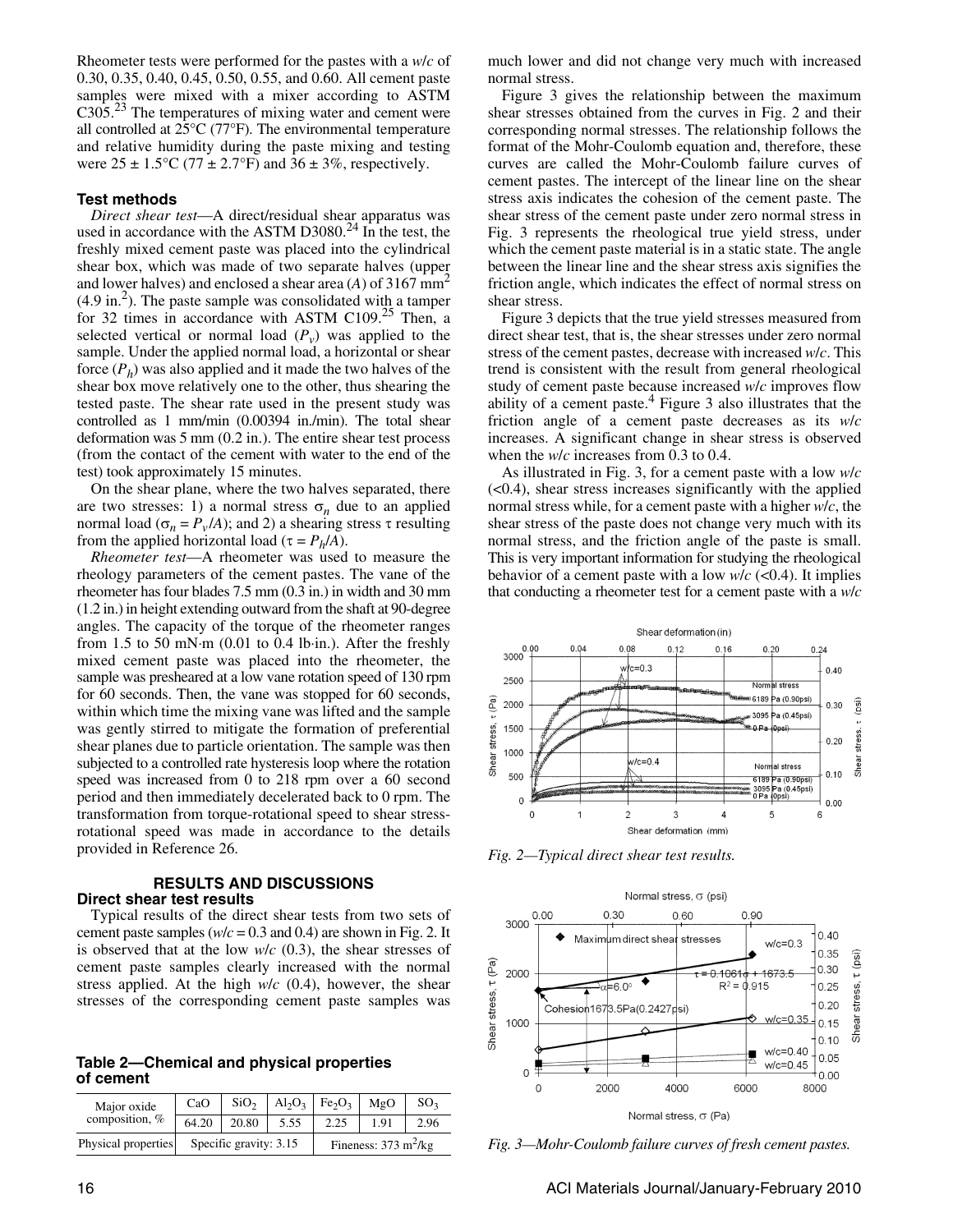Rheometer tests were performed for the pastes with a *w/c* of 0.30, 0.35, 0.40, 0.45, 0.50, 0.55, and 0.60. All cement paste samples were mixed with a mixer according to ASTM C305.[23] The temperatures of mixing water and cement were all controlled at 25°C (77°F). The environmental temperature and relative humidity during the paste mixing and testing were 25 ± 1.5°C (77 ± 2.7°F) and 36 ± 3%, respectively.

### Test methods

*Direct shear test*—A direct/residual shear apparatus was used in accordance with the ASTM D3080.[24] In the test, the freshly mixed cement paste was placed into the cylindrical shear box, which was made of two separate halves (upper and lower halves) and enclosed a shear area ($A$) of 3167 mm$^2$ (4.9 in.$^2$). The paste sample was consolidated with a tamper for 32 times in accordance with ASTM C109.[25] Then, a selected vertical or normal load ($P_v$) was applied to the sample. Under the applied normal load, a horizontal or shear force ($P_h$) was also applied and it made the two halves of the shear box move relatively one to the other, thus shearing the tested paste. The shear rate used in the present study was controlled as 1 mm/min (0.00394 in./min). The total shear deformation was 5 mm (0.2 in.). The entire shear test process (from the contact of the cement with water to the end of the test) took approximately 15 minutes.

On the shear plane, where the two halves separated, there are two stresses: 1) a normal stress $\sigma_n$ due to an applied normal load ($\sigma_n = P_v/A$); and 2) a shearing stress $\tau$ resulting from the applied horizontal load ($\tau = P_h/A$).

*Rheometer test*—A rheometer was used to measure the rheology parameters of the cement pastes. The vane of the rheometer has four blades 7.5 mm (0.3 in.) in width and 30 mm (1.2 in.) in height extending outward from the shaft at 90-degree angles. The capacity of the torque of the rheometer ranges from 1.5 to 50 mN·m (0.01 to 0.4 lb·in.). After the freshly mixed cement paste was placed into the rheometer, the sample was presheared at a low vane rotation speed of 130 rpm for 60 seconds. Then, the vane was stopped for 60 seconds, within which time the mixing vane was lifted and the sample was gently stirred to mitigate the formation of preferential shear planes due to particle orientation. The sample was then subjected to a controlled rate hysteresis loop where the rotation speed was increased from 0 to 218 rpm over a 60 second period and then immediately decelerated back to 0 rpm. The transformation from torque-rotational speed to shear stress-rotational speed was made in accordance to the details provided in Reference 26.

## RESULTS AND DISCUSSIONS

### Direct shear test results

Typical results of the direct shear tests from two sets of cement paste samples (*w/c* = 0.3 and 0.4) are shown in Fig. 2. It is observed that at the low *w/c* (0.3), the shear stresses of cement paste samples clearly increased with the normal stress applied. At the high *w/c* (0.4), however, the shear stresses of the corresponding cement paste samples was much lower and did not change very much with increased normal stress.

Figure 3 gives the relationship between the maximum shear stresses obtained from the curves in Fig. 2 and their corresponding normal stresses. The relationship follows the format of the Mohr-Coulomb equation and, therefore, these curves are called the Mohr-Coulomb failure curves of cement pastes. The intercept of the linear line on the shear stress axis indicates the cohesion of the cement paste. The shear stress of the cement paste under zero normal stress in Fig. 3 represents the rheological true yield stress, under which the cement paste material is in a static state. The angle between the linear line and the shear stress axis signifies the friction angle, which indicates the effect of normal stress on shear stress.

Figure 3 depicts that the true yield stresses measured from direct shear test, that is, the shear stresses under zero normal stress of the cement pastes, decrease with increased *w/c*. This trend is consistent with the result from general rheological study of cement paste because increased *w/c* improves flow ability of a cement paste.[4] Figure 3 also illustrates that the friction angle of a cement paste decreases as its *w/c* increases. A significant change in shear stress is observed when the *w/c* increases from 0.3 to 0.4.

As illustrated in Fig. 3, for a cement paste with a low *w/c* (<0.4), shear stress increases significantly with the applied normal stress while, for a cement paste with a higher *w/c*, the shear stress of the paste does not change very much with its normal stress, and the friction angle of the paste is small. This is very important information for studying the rheological behavior of a cement paste with a low *w/c* (<0.4). It implies that conducting a rheometer test for a cement paste with a *w/c*

*Fig. 2—Typical direct shear test results.*

*Fig. 3—Mohr-Coulomb failure curves of fresh cement pastes.*

**Table 2—Chemical and physical properties of cement**

| Major oxide composition, % | CaO | $SiO_2$ | $Al_2O_3$ | $Fe_2O_3$ | MgO | $SO_3$ |
|---|---|---|---|---|---|---|
| | 64.20 | 20.80 | 5.55 | 2.25 | 1.91 | 2.96 |
| Physical properties | Specific gravity: 3.15 | | | Fineness: 373 m$^2$/kg | | |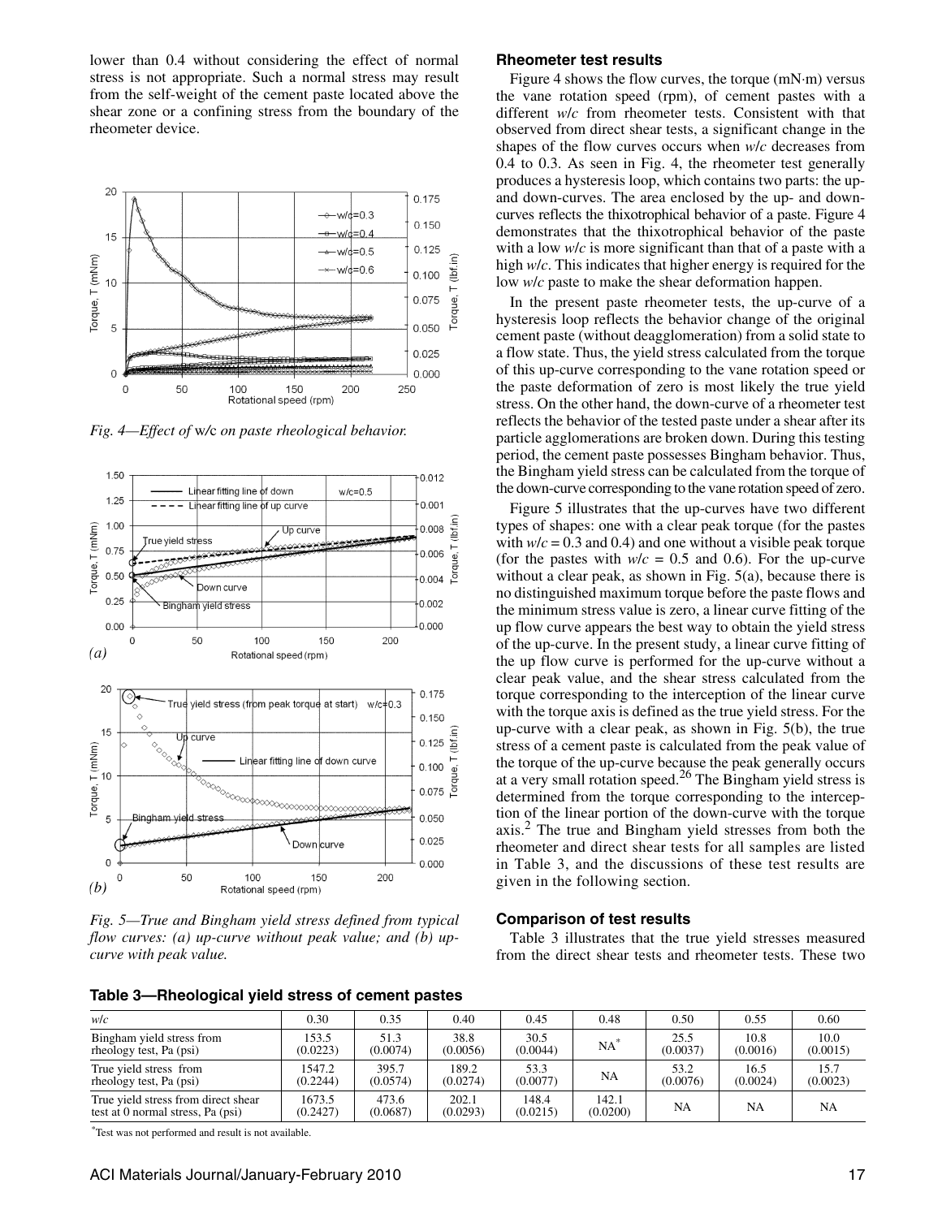lower than 0.4 without considering the effect of normal stress is not appropriate. Such a normal stress may result from the self-weight of the cement paste located above the shear zone or a confining stress from the boundary of the rheometer device.

*Fig. 4—Effect of* w/c *on paste rheological behavior.*

*Fig. 5—True and Bingham yield stress defined from typical flow curves: (a) up-curve without peak value; and (b) up-curve with peak value.*

### Rheometer test results

Figure 4 shows the flow curves, the torque (mN·m) versus the vane rotation speed (rpm), of cement pastes with a different *w/c* from rheometer tests. Consistent with that observed from direct shear tests, a significant change in the shapes of the flow curves occurs when *w/c* decreases from 0.4 to 0.3. As seen in Fig. 4, the rheometer test generally produces a hysteresis loop, which contains two parts: the up- and down-curves. The area enclosed by the up- and down-curves reflects the thixotrophical behavior of a paste. Figure 4 demonstrates that the thixotrophical behavior of the paste with a low *w/c* is more significant than that of a paste with a high *w/c*. This indicates that higher energy is required for the low *w/c* paste to make the shear deformation happen.

In the present paste rheometer tests, the up-curve of a hysteresis loop reflects the behavior change of the original cement paste (without deagglomeration) from a solid state to a flow state. Thus, the yield stress calculated from the torque of this up-curve corresponding to the vane rotation speed or the paste deformation of zero is most likely the true yield stress. On the other hand, the down-curve of a rheometer test reflects the behavior of the tested paste under a shear after its particle agglomerations are broken down. During this testing period, the cement paste possesses Bingham behavior. Thus, the Bingham yield stress can be calculated from the torque of the down-curve corresponding to the vane rotation speed of zero.

Figure 5 illustrates that the up-curves have two different types of shapes: one with a clear peak torque (for the pastes with $w/c = 0.3$ and 0.4) and one without a visible peak torque (for the pastes with $w/c = 0.5$ and 0.6). For the up-curve without a clear peak, as shown in Fig. 5(a), because there is no distinguished maximum torque before the paste flows and the minimum stress value is zero, a linear curve fitting of the up flow curve appears the best way to obtain the yield stress of the up-curve. In the present study, a linear curve fitting of the up flow curve is performed for the up-curve without a clear peak value, and the shear stress calculated from the torque corresponding to the interception of the linear curve with the torque axis is defined as the true yield stress. For the up-curve with a clear peak, as shown in Fig. 5(b), the true stress of a cement paste is calculated from the peak value of the torque of the up-curve because the peak generally occurs at a very small rotation speed.[26] The Bingham yield stress is determined from the torque corresponding to the interception of the linear portion of the down-curve with the torque axis.[2] The true and Bingham yield stresses from both the rheometer and direct shear tests for all samples are listed in Table 3, and the discussions of these test results are given in the following section.

### Comparison of test results

Table 3 illustrates that the true yield stresses measured from the direct shear tests and rheometer tests. These two

**Table 3—Rheological yield stress of cement pastes**

| *w/c* | 0.30 | 0.35 | 0.40 | 0.45 | 0.48 | 0.50 | 0.55 | 0.60 |
|---|---|---|---|---|---|---|---|---|
| Bingham yield stress from rheology test, Pa (psi) | 153.5 (0.0223) | 51.3 (0.0074) | 38.8 (0.0056) | 30.5 (0.0044) | NA* | 25.5 (0.0037) | 10.8 (0.0016) | 10.0 (0.0015) |
| True yield stress from rheology test, Pa (psi) | 1547.2 (0.2244) | 395.7 (0.0574) | 189.2 (0.0274) | 53.3 (0.0077) | NA | 53.2 (0.0076) | 16.5 (0.0024) | 15.7 (0.0023) |
| True yield stress from direct shear test at 0 normal stress, Pa (psi) | 1673.5 (0.2427) | 473.6 (0.0687) | 202.1 (0.0293) | 148.4 (0.0215) | 142.1 (0.0200) | NA | NA | NA |

*Test was not performed and result is not available.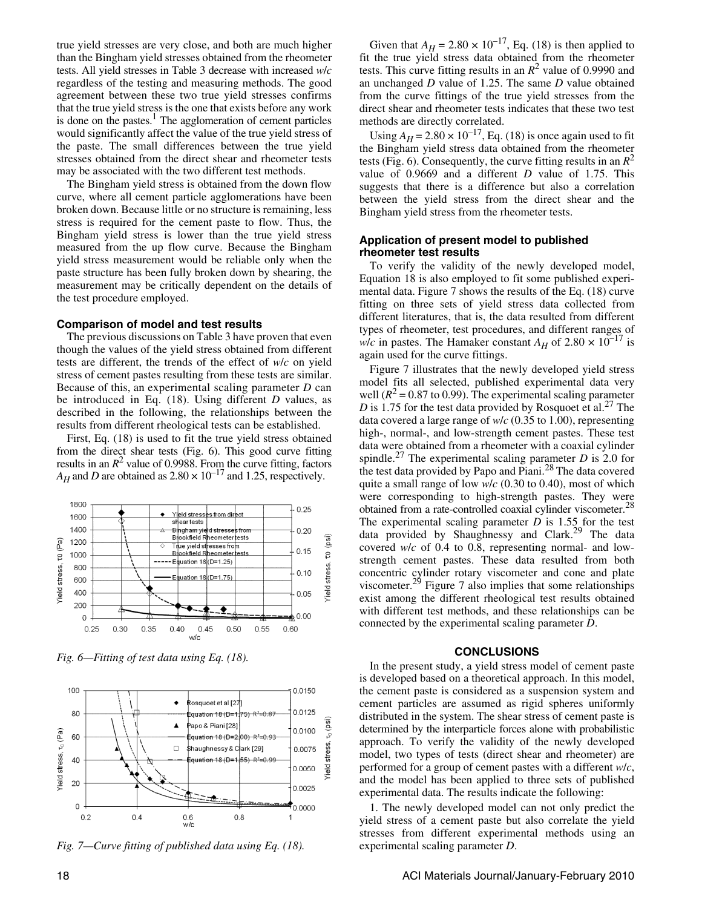true yield stresses are very close, and both are much higher than the Bingham yield stresses obtained from the rheometer tests. All yield stresses in Table 3 decrease with increased *w/c* regardless of the testing and measuring methods. The good agreement between these two true yield stresses confirms that the true yield stress is the one that exists before any work is done on the pastes.[1] The agglomeration of cement particles would significantly affect the value of the true yield stress of the paste. The small differences between the true yield stresses obtained from the direct shear and rheometer tests may be associated with the two different test methods.

The Bingham yield stress is obtained from the down flow curve, where all cement particle agglomerations have been broken down. Because little or no structure is remaining, less stress is required for the cement paste to flow. Thus, the Bingham yield stress is lower than the true yield stress measured from the up flow curve. Because the Bingham yield stress measurement would be reliable only when the paste structure has been fully broken down by shearing, the measurement may be critically dependent on the details of the test procedure employed.

### Comparison of model and test results

The previous discussions on Table 3 have proven that even though the values of the yield stress obtained from different tests are different, the trends of the effect of *w/c* on yield stress of cement pastes resulting from these tests are similar. Because of this, an experimental scaling parameter $D$ can be introduced in Eq. (18). Using different $D$ values, as described in the following, the relationships between the results from different rheological tests can be established.

First, Eq. (18) is used to fit the true yield stress obtained from the direct shear tests (Fig. 6). This good curve fitting results in an $R^2$ value of 0.9988. From the curve fitting, factors $A_H$ and $D$ are obtained as $2.80 \times 10^{-17}$ and 1.25, respectively.

Fig. 6—Fitting of test data using Eq. (18).

Fig. 7—Curve fitting of published data using Eq. (18).

Given that $A_H = 2.80 \times 10^{-17}$, Eq. (18) is then applied to fit the true yield stress data obtained from the rheometer tests. This curve fitting results in an $R^2$ value of 0.9990 and an unchanged $D$ value of 1.25. The same $D$ value obtained from the curve fittings of the true yield stresses from the direct shear and rheometer tests indicates that these two test methods are directly correlated.

Using $A_H = 2.80 \times 10^{-17}$, Eq. (18) is once again used to fit the Bingham yield stress data obtained from the rheometer tests (Fig. 6). Consequently, the curve fitting results in an $R^2$ value of 0.9669 and a different $D$ value of 1.75. This suggests that there is a difference but also a correlation between the yield stress from the direct shear and the Bingham yield stress from the rheometer tests.

### Application of present model to published rheometer test results

To verify the validity of the newly developed model, Equation 18 is also employed to fit some published experimental data. Figure 7 shows the results of the Eq. (18) curve fitting on three sets of yield stress data collected from different literatures, that is, the data resulted from different types of rheometer, test procedures, and different ranges of *w/c* in pastes. The Hamaker constant $A_H$ of $2.80 \times 10^{-17}$ is again used for the curve fittings.

Figure 7 illustrates that the newly developed yield stress model fits all selected, published experimental data very well ($R^2 = 0.87$ to 0.99). The experimental scaling parameter $D$ is 1.75 for the test data provided by Rosquoet et al.[27] The data covered a large range of *w/c* (0.35 to 1.00), representing high-, normal-, and low-strength cement pastes. These test data were obtained from a rheometer with a coaxial cylinder spindle.[27] The experimental scaling parameter $D$ is 2.0 for the test data provided by Papo and Piani.[28] The data covered quite a small range of low *w/c* (0.30 to 0.40), most of which were corresponding to high-strength pastes. They were obtained from a rate-controlled coaxial cylinder viscometer.[28] The experimental scaling parameter $D$ is 1.55 for the test data provided by Shaughnessy and Clark.[29] The data covered *w/c* of 0.4 to 0.8, representing normal- and low-strength cement pastes. These data resulted from both concentric cylinder rotary viscometer and cone and plate viscometer.[29] Figure 7 also implies that some relationships exist among the different rheological test results obtained with different test methods, and these relationships can be connected by the experimental scaling parameter $D$.

## CONCLUSIONS

In the present study, a yield stress model of cement paste is developed based on a theoretical approach. In this model, the cement paste is considered as a suspension system and cement particles are assumed as rigid spheres uniformly distributed in the system. The shear stress of cement paste is determined by the interparticle forces alone with probabilistic approach. To verify the validity of the newly developed model, two types of tests (direct shear and rheometer) are performed for a group of cement pastes with a different *w/c*, and the model has been applied to three sets of published experimental data. The results indicate the following:

1. The newly developed model can not only predict the yield stress of a cement paste but also correlate the yield stresses from different experimental methods using an experimental scaling parameter $D$.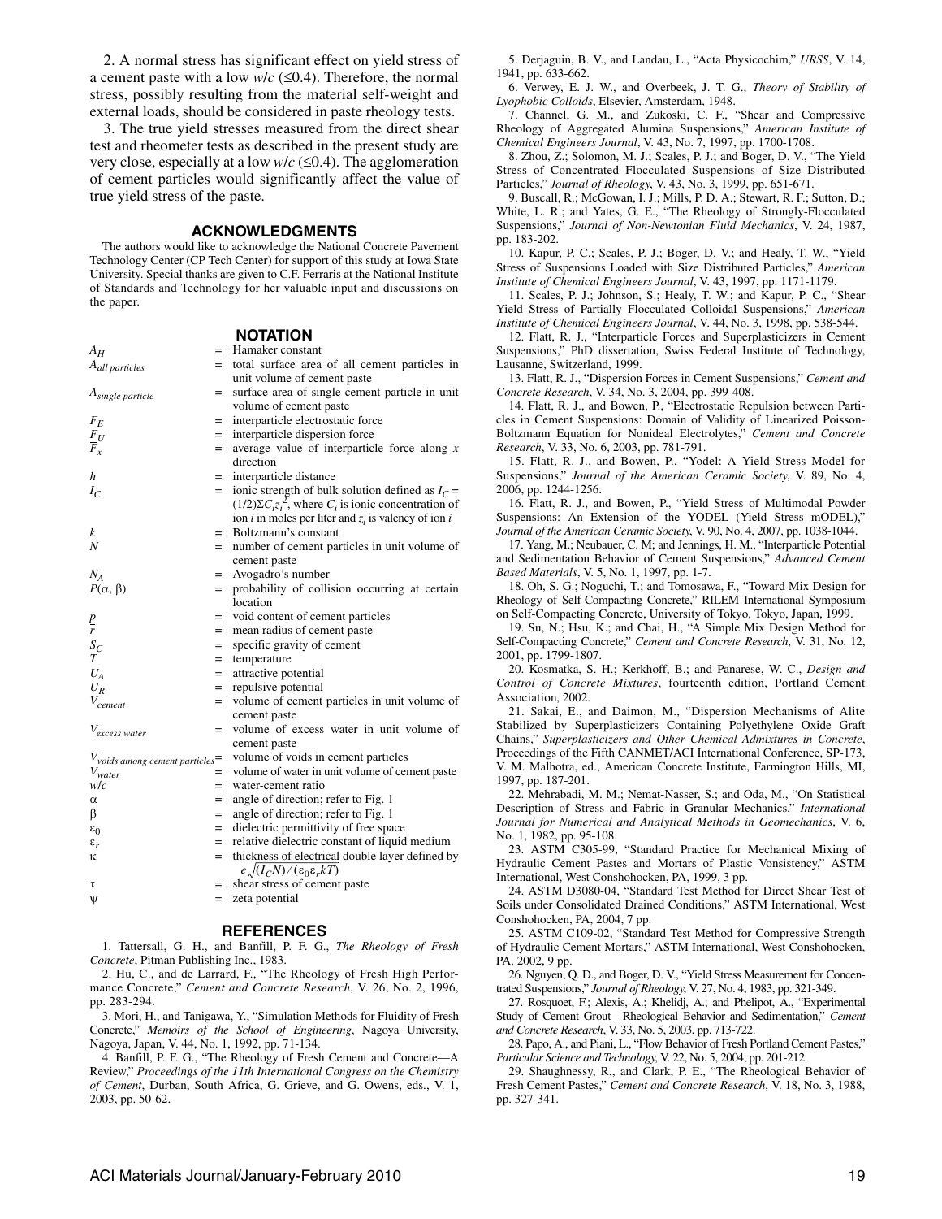2. A normal stress has significant effect on yield stress of a cement paste with a low $w/c$ (≤0.4). Therefore, the normal stress, possibly resulting from the material self-weight and external loads, should be considered in paste rheology tests.

3. The true yield stresses measured from the direct shear test and rheometer tests as described in the present study are very close, especially at a low $w/c$ (≤0.4). The agglomeration of cement particles would significantly affect the value of true yield stress of the paste.

## ACKNOWLEDGMENTS

The authors would like to acknowledge the National Concrete Pavement Technology Center (CP Tech Center) for support of this study at Iowa State University. Special thanks are given to C.F. Ferraris at the National Institute of Standards and Technology for her valuable input and discussions on the paper.

## NOTATION

| | | |
|---|---|---|
| $A_H$ | = | Hamaker constant |
| $A_{all\ particles}$ | = | total surface area of all cement particles in unit volume of cement paste |
| $A_{single\ particle}$ | = | surface area of single cement particle in unit volume of cement paste |
| $F_E$ | = | interparticle electrostatic force |
| $F_U$ | = | interparticle dispersion force |
| $\overline{F}_x$ | = | average value of interparticle force along $x$ direction |
| $h$ | = | interparticle distance |
| $I_C$ | = | ionic strength of bulk solution defined as $I_C = (1/2)\Sigma C_i z_i^2$, where $C_i$ is ionic concentration of ion $i$ in moles per liter and $z_i$ is valency of ion $i$ |
| $k$ | = | Boltzmann's constant |
| $N$ | = | number of cement particles in unit volume of cement paste |
| $N_A$ | = | Avogadro's number |
| $P(\alpha, \beta)$ | = | probability of collision occurring at certain location |
| $p$ | = | void content of cement particles |
| $\overline{r}$ | = | mean radius of cement paste |
| $S_C$ | = | specific gravity of cement |
| $T$ | = | temperature |
| $U_A$ | = | attractive potential |
| $U_R$ | = | repulsive potential |
| $V_{cement}$ | = | volume of cement particles in unit volume of cement paste |
| $V_{excess\ water}$ | = | volume of excess water in unit volume of cement paste |
| $V_{voids\ among\ cement\ particles}$ | = | volume of voids in cement particles |
| $V_{water}$ | = | volume of water in unit volume of cement paste |
| $w/c$ | = | water-cement ratio |
| $\alpha$ | = | angle of direction; refer to Fig. 1 |
| $\beta$ | = | angle of direction; refer to Fig. 1 |
| $\varepsilon_0$ | = | dielectric permittivity of free space |
| $\varepsilon_r$ | = | relative dielectric constant of liquid medium |
| $\kappa$ | = | thickness of electrical double layer defined by $e\sqrt{(I_C N)/(\varepsilon_0 \varepsilon_r kT)}$ |
| $\tau$ | = | shear stress of cement paste |
| $\psi$ | = | zeta potential |

## REFERENCES

1. Tattersall, G. H., and Banfill, P. F. G., *The Rheology of Fresh Concrete*, Pitman Publishing Inc., 1983.

2. Hu, C., and de Larrard, F., "The Rheology of Fresh High Performance Concrete," *Cement and Concrete Research*, V. 26, No. 2, 1996, pp. 283-294.

3. Mori, H., and Tanigawa, Y., "Simulation Methods for Fluidity of Fresh Concrete," *Memoirs of the School of Engineering*, Nagoya University, Nagoya, Japan, V. 44, No. 1, 1992, pp. 71-134.

4. Banfill, P. F. G., "The Rheology of Fresh Cement and Concrete—A Review," *Proceedings of the 11th International Congress on the Chemistry of Cement*, Durban, South Africa, G. Grieve, and G. Owens, eds., V. 1, 2003, pp. 50-62.

5. Derjaguin, B. V., and Landau, L., "Acta Physicochim," *URSS*, V. 14, 1941, pp. 633-662.

6. Verwey, E. J. W., and Overbeek, J. T. G., *Theory of Stability of Lyophobic Colloids*, Elsevier, Amsterdam, 1948.

7. Channel, G. M., and Zukoski, C. F., "Shear and Compressive Rheology of Aggregated Alumina Suspensions," *American Institute of Chemical Engineers Journal*, V. 43, No. 7, 1997, pp. 1700-1708.

8. Zhou, Z.; Solomon, M. J.; Scales, P. J.; and Boger, D. V., "The Yield Stress of Concentrated Flocculated Suspensions of Size Distributed Particles," *Journal of Rheology*, V. 43, No. 3, 1999, pp. 651-671.

9. Buscall, R.; McGowan, I. J.; Mills, P. D. A.; Stewart, R. F.; Sutton, D.; White, L. R.; and Yates, G. E., "The Rheology of Strongly-Flocculated Suspensions," *Journal of Non-Newtonian Fluid Mechanics*, V. 24, 1987, pp. 183-202.

10. Kapur, P. C.; Scales, P. J.; Boger, D. V.; and Healy, T. W., "Yield Stress of Suspensions Loaded with Size Distributed Particles," *American Institute of Chemical Engineers Journal*, V. 43, 1997, pp. 1171-1179.

11. Scales, P. J.; Johnson, S.; Healy, T. W.; and Kapur, P. C., "Shear Yield Stress of Partially Flocculated Colloidal Suspensions," *American Institute of Chemical Engineers Journal*, V. 44, No. 3, 1998, pp. 538-544.

12. Flatt, R. J., "Interparticle Forces and Superplasticizers in Cement Suspensions," PhD dissertation, Swiss Federal Institute of Technology, Lausanne, Switzerland, 1999.

13. Flatt, R. J., "Dispersion Forces in Cement Suspensions," *Cement and Concrete Research*, V. 34, No. 3, 2004, pp. 399-408.

14. Flatt, R. J., and Bowen, P., "Electrostatic Repulsion between Particles in Cement Suspensions: Domain of Validity of Linearized Poisson-Boltzmann Equation for Nonideal Electrolytes," *Cement and Concrete Research*, V. 33, No. 6, 2003, pp. 781-791.

15. Flatt, R. J., and Bowen, P., "Yodel: A Yield Stress Model for Suspensions," *Journal of the American Ceramic Society*, V. 89, No. 4, 2006, pp. 1244-1256.

16. Flatt, R. J., and Bowen, P., "Yield Stress of Multimodal Powder Suspensions: An Extension of the YODEL (Yield Stress mODEL)," *Journal of the American Ceramic Society*, V. 90, No. 4, 2007, pp. 1038-1044.

17. Yang, M.; Neubauer, C. M; and Jennings, H. M., "Interparticle Potential and Sedimentation Behavior of Cement Suspensions," *Advanced Cement Based Materials*, V. 5, No. 1, 1997, pp. 1-7.

18. Oh, S. G.; Noguchi, T.; and Tomosawa, F., "Toward Mix Design for Rheology of Self-Compacting Concrete," RILEM International Symposium on Self-Compacting Concrete, University of Tokyo, Tokyo, Japan, 1999.

19. Su, N.; Hsu, K.; and Chai, H., "A Simple Mix Design Method for Self-Compacting Concrete," *Cement and Concrete Research*, V. 31, No. 12, 2001, pp. 1799-1807.

20. Kosmatka, S. H.; Kerkhoff, B.; and Panarese, W. C., *Design and Control of Concrete Mixtures*, fourteenth edition, Portland Cement Association, 2002.

21. Sakai, E., and Daimon, M., "Dispersion Mechanisms of Alite Stabilized by Superplasticizers Containing Polyethylene Oxide Graft Chains," *Superplasticizers and Other Chemical Admixtures in Concrete*, Proceedings of the Fifth CANMET/ACI International Conference, SP-173, V. M. Malhotra, ed., American Concrete Institute, Farmington Hills, MI, 1997, pp. 187-201.

22. Mehrabadi, M. M.; Nemat-Nasser, S.; and Oda, M., "On Statistical Description of Stress and Fabric in Granular Mechanics," *International Journal for Numerical and Analytical Methods in Geomechanics*, V. 6, No. 1, 1982, pp. 95-108.

23. ASTM C305-99, "Standard Practice for Mechanical Mixing of Hydraulic Cement Pastes and Mortars of Plastic Vonsistency," ASTM International, West Conshohocken, PA, 1999, 3 pp.

24. ASTM D3080-04, "Standard Test Method for Direct Shear Test of Soils under Consolidated Drained Conditions," ASTM International, West Conshohocken, PA, 2004, 7 pp.

25. ASTM C109-02, "Standard Test Method for Compressive Strength of Hydraulic Cement Mortars," ASTM International, West Conshohocken, PA, 2002, 9 pp.

26. Nguyen, Q. D., and Boger, D. V., "Yield Stress Measurement for Concentrated Suspensions," *Journal of Rheology*, V. 27, No. 4, 1983, pp. 321-349.

27. Rosquoet, F.; Alexis, A.; Khelidj, A.; and Phelipot, A., "Experimental Study of Cement Grout—Rheological Behavior and Sedimentation," *Cement and Concrete Research*, V. 33, No. 5, 2003, pp. 713-722.

28. Papo, A., and Piani, L., "Flow Behavior of Fresh Portland Cement Pastes," *Particular Science and Technology*, V. 22, No. 5, 2004, pp. 201-212.

29. Shaughnessy, R., and Clark, P. E., "The Rheological Behavior of Fresh Cement Pastes," *Cement and Concrete Research*, V. 18, No. 3, 1988, pp. 327-341.